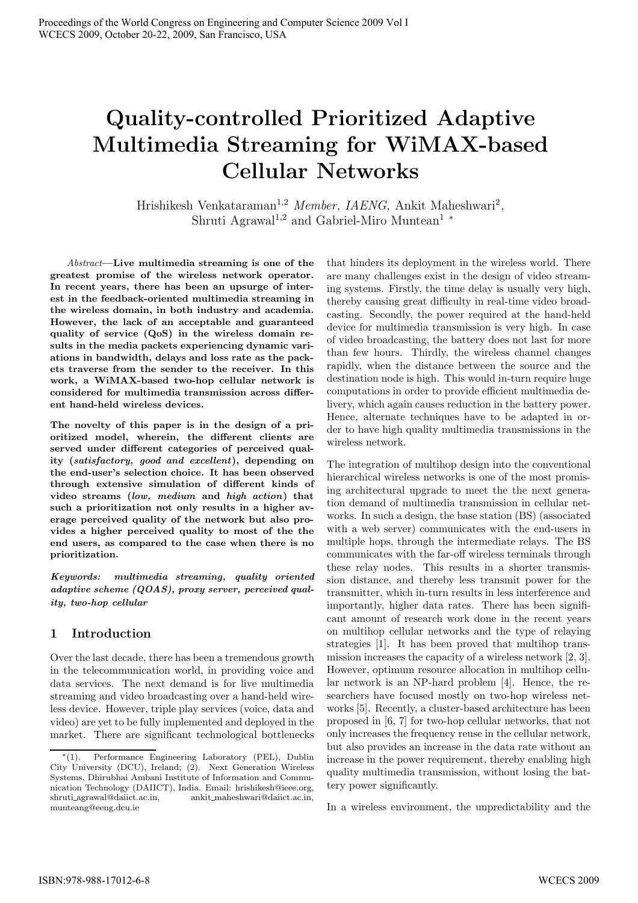# Quality-controlled Prioritized Adaptive Multimedia Streaming for WiMAX-based Cellular Networks

Hrishikesh Venkataraman[1,2] *Member, IAENG,* Ankit Maheshwari[2], Shruti Agrawal[1,2] and Gabriel-Miro Muntean[1] *

*Abstract*—**Live multimedia streaming is one of the greatest promise of the wireless network operator. In recent years, there has been an upsurge of interest in the feedback-oriented multimedia streaming in the wireless domain, in both industry and academia. However, the lack of an acceptable and guaranteed quality of service (QoS) in the wireless domain results in the media packets experiencing dynamic variations in bandwidth, delays and loss rate as the packets traverse from the sender to the receiver. In this work, a WiMAX-based two-hop cellular network is considered for multimedia transmission across different hand-held wireless devices.**

**The novelty of this paper is in the design of a prioritized model, wherein, the different clients are served under different categories of perceived quality (*satisfactory, good and excellent*), depending on the end-user's selection choice. It has been observed through extensive simulation of different kinds of video streams (*low, medium* and *high action*) that such a prioritization not only results in a higher average perceived quality of the network but also provides a higher perceived quality to most of the the end users, as compared to the case when there is no prioritization.**

***Keywords:* *multimedia streaming, quality oriented adaptive scheme (QOAS), proxy server, perceived quality, two-hop cellular***

## 1 Introduction

Over the last decade, there has been a tremendous growth in the telecommunication world, in providing voice and data services. The next demand is for live multimedia streaming and video broadcasting over a hand-held wireless device. However, triple play services (voice, data and video) are yet to be fully implemented and deployed in the market. There are significant technological bottlenecks that hinders its deployment in the wireless world. There are many challenges exist in the design of video streaming systems. Firstly, the time delay is usually very high, thereby causing great difficulty in real-time video broadcasting. Secondly, the power required at the hand-held device for multimedia transmission is very high. In case of video broadcasting, the battery does not last for more than few hours. Thirdly, the wireless channel changes rapidly, when the distance between the source and the destination node is high. This would in-turn require huge computations in order to provide efficient multimedia delivery, which again causes reduction in the battery power. Hence, alternate techniques have to be adapted in order to have high quality multimedia transmissions in the wireless network.

The integration of multihop design into the conventional hierarchical wireless networks is one of the most promising architectural upgrade to meet the the next generation demand of multimedia transmission in cellular networks. In such a design, the base station (BS) (associated with a web server) communicates with the end-users in multiple hops, through the intermediate relays. The BS communicates with the far-off wireless terminals through these relay nodes. This results in a shorter transmission distance, and thereby less transmit power for the transmitter, which in-turn results in less interference and importantly, higher data rates. There has been significant amount of research work done in the recent years on multihop cellular networks and the type of relaying strategies [1]. It has been proved that multihop transmission increases the capacity of a wireless network [2, 3]. However, optimum resource allocation in multihop cellular network is an NP-hard problem [4]. Hence, the researchers have focused mostly on two-hop wireless networks [5]. Recently, a cluster-based architecture has been proposed in [6, 7] for two-hop cellular networks, that not only increases the frequency reuse in the cellular network, but also provides an increase in the data rate without an increase in the power requirement, thereby enabling high quality multimedia transmission, without losing the battery power significantly.

In a wireless environment, the unpredictability and the

*(1). Performance Engineering Laboratory (PEL), Dublin City University (DCU), Ireland; (2). Next Generation Wireless Systems, Dhirubhai Ambani Institute of Information and Communication Technology (DAIICT), India. Email: hrishikesh@ieee.org, shruti_agrawal@daiict.ac.in, ankit_maheshwari@daiict.ac.in, munteang@eeng.dcu.ie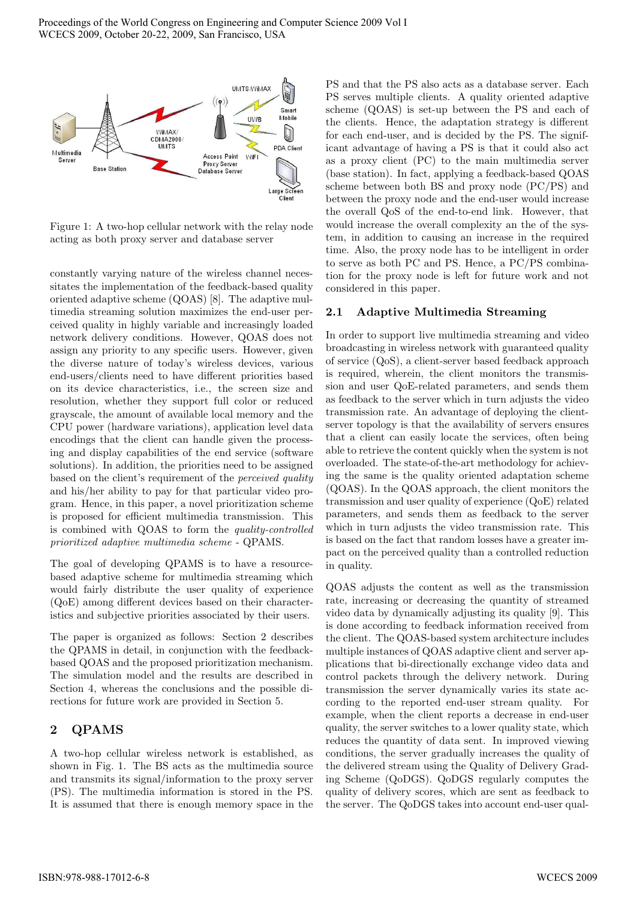UMTS/WiMAX

Smart Mobile

UWB

WiMAX/ CDMA2000/ UMTS

PDA Client

Multimedia Server

Base Station

Access Point Proxy Server Database Server

WiFI

Large Screen Client

Figure 1: A two-hop cellular network with the relay node acting as both proxy server and database server

constantly varying nature of the wireless channel necessitates the implementation of the feedback-based quality oriented adaptive scheme (QOAS) [8]. The adaptive multimedia streaming solution maximizes the end-user perceived quality in highly variable and increasingly loaded network delivery conditions. However, QOAS does not assign any priority to any specific users. However, given the diverse nature of today's wireless devices, various end-users/clients need to have different priorities based on its device characteristics, i.e., the screen size and resolution, whether they support full color or reduced grayscale, the amount of available local memory and the CPU power (hardware variations), application level data encodings that the client can handle given the processing and display capabilities of the end service (software solutions). In addition, the priorities need to be assigned based on the client's requirement of the *perceived quality* and his/her ability to pay for that particular video program. Hence, in this paper, a novel prioritization scheme is proposed for efficient multimedia transmission. This is combined with QOAS to form the *quality-controlled prioritized adaptive multimedia scheme* - QPAMS.

The goal of developing QPAMS is to have a resource-based adaptive scheme for multimedia streaming which would fairly distribute the user quality of experience (QoE) among different devices based on their characteristics and subjective priorities associated by their users.

The paper is organized as follows: Section 2 describes the QPAMS in detail, in conjunction with the feedback-based QOAS and the proposed prioritization mechanism. The simulation model and the results are described in Section 4, whereas the conclusions and the possible directions for future work are provided in Section 5.

## 2 QPAMS

A two-hop cellular wireless network is established, as shown in Fig. 1. The BS acts as the multimedia source and transmits its signal/information to the proxy server (PS). The multimedia information is stored in the PS. It is assumed that there is enough memory space in the PS and that the PS also acts as a database server. Each PS serves multiple clients. A quality oriented adaptive scheme (QOAS) is set-up between the PS and each of the clients. Hence, the adaptation strategy is different for each end-user, and is decided by the PS. The significant advantage of having a PS is that it could also act as a proxy client (PC) to the main multimedia server (base station). In fact, applying a feedback-based QOAS scheme between both BS and proxy node (PC/PS) and between the proxy node and the end-user would increase the overall QoS of the end-to-end link. However, that would increase the overall complexity an the of the system, in addition to causing an increase in the required time. Also, the proxy node has to be intelligent in order to serve as both PC and PS. Hence, a PC/PS combination for the proxy node is left for future work and not considered in this paper.

### 2.1 Adaptive Multimedia Streaming

In order to support live multimedia streaming and video broadcasting in wireless network with guaranteed quality of service (QoS), a client-server based feedback approach is required, wherein, the client monitors the transmission and user QoE-related parameters, and sends them as feedback to the server which in turn adjusts the video transmission rate. An advantage of deploying the client-server topology is that the availability of servers ensures that a client can easily locate the services, often being able to retrieve the content quickly when the system is not overloaded. The state-of-the-art methodology for achieving the same is the quality oriented adaptation scheme (QOAS). In the QOAS approach, the client monitors the transmission and user quality of experience (QoE) related parameters, and sends them as feedback to the server which in turn adjusts the video transmission rate. This is based on the fact that random losses have a greater impact on the perceived quality than a controlled reduction in quality.

QOAS adjusts the content as well as the transmission rate, increasing or decreasing the quantity of streamed video data by dynamically adjusting its quality [9]. This is done according to feedback information received from the client. The QOAS-based system architecture includes multiple instances of QOAS adaptive client and server applications that bi-directionally exchange video data and control packets through the delivery network. During transmission the server dynamically varies its state according to the reported end-user stream quality. For example, when the client reports a decrease in end-user quality, the server switches to a lower quality state, which reduces the quantity of data sent. In improved viewing conditions, the server gradually increases the quality of the delivered stream using the Quality of Delivery Grading Scheme (QoDGS). QoDGS regularly computes the quality of delivery scores, which are sent as feedback to the server. The QoDGS takes into account end-user qual-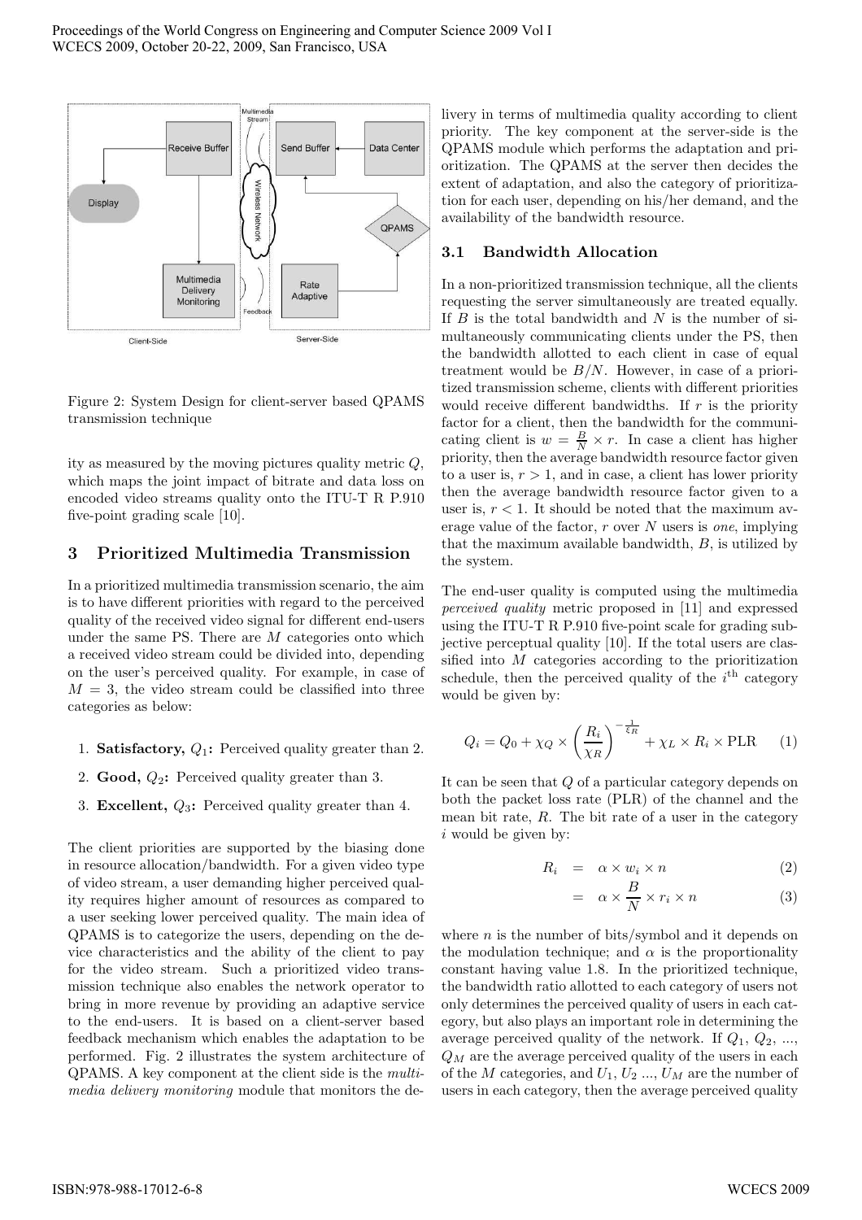Multimedia Stream

Receive Buffer

Send Buffer

Data Center

Display

Wireless Network

QPAMS

Multimedia Delivery Monitoring

Rate Adaptive

Feedback

Client-Side

Server-Side

Figure 2: System Design for client-server based QPAMS transmission technique

ity as measured by the moving pictures quality metric $Q$, which maps the joint impact of bitrate and data loss on encoded video streams quality onto the ITU-T R P.910 five-point grading scale [10].

## 3 Prioritized Multimedia Transmission

In a prioritized multimedia transmission scenario, the aim is to have different priorities with regard to the perceived quality of the received video signal for different end-users under the same PS. There are $M$ categories onto which a received video stream could be divided into, depending on the user's perceived quality. For example, in case of $M = 3$, the video stream could be classified into three categories as below:

1. **Satisfactory, $Q_1$:** Perceived quality greater than 2.
2. **Good, $Q_2$:** Perceived quality greater than 3.
3. **Excellent, $Q_3$:** Perceived quality greater than 4.

The client priorities are supported by the biasing done in resource allocation/bandwidth. For a given video type of video stream, a user demanding higher perceived quality requires higher amount of resources as compared to a user seeking lower perceived quality. The main idea of QPAMS is to categorize the users, depending on the device characteristics and the ability of the client to pay for the video stream. Such a prioritized video transmission technique also enables the network operator to bring in more revenue by providing an adaptive service to the end-users. It is based on a client-server based feedback mechanism which enables the adaptation to be performed. Fig. 2 illustrates the system architecture of QPAMS. A key component at the client side is the *multimedia delivery monitoring* module that monitors the delivery in terms of multimedia quality according to client priority. The key component at the server-side is the QPAMS module which performs the adaptation and prioritization. The QPAMS at the server then decides the extent of adaptation, and also the category of prioritization for each user, depending on his/her demand, and the availability of the bandwidth resource.

### 3.1 Bandwidth Allocation

In a non-prioritized transmission technique, all the clients requesting the server simultaneously are treated equally. If $B$ is the total bandwidth and $N$ is the number of simultaneously communicating clients under the PS, then the bandwidth allotted to each client in case of equal treatment would be $B/N$. However, in case of a prioritized transmission scheme, clients with different priorities would receive different bandwidths. If $r$ is the priority factor for a client, then the bandwidth for the communicating client is $w = \frac{B}{N} \times r$. In case a client has higher priority, then the average bandwidth resource factor given to a user is, $r > 1$, and in case, a client has lower priority then the average bandwidth resource factor given to a user is, $r < 1$. It should be noted that the maximum average value of the factor, $r$ over $N$ users is *one*, implying that the maximum available bandwidth, $B$, is utilized by the system.

The end-user quality is computed using the multimedia *perceived quality* metric proposed in [11] and expressed using the ITU-T R P.910 five-point scale for grading subjective perceptual quality [10]. If the total users are classified into $M$ categories according to the prioritization schedule, then the perceived quality of the $i^{\text{th}}$ category would be given by:

$$Q_i = Q_0 + \chi_Q \times \left(\frac{R_i}{\chi_R}\right)^{-\frac{1}{\xi_R}} + \chi_L \times R_i \times \text{PLR} \qquad (1)$$

It can be seen that $Q$ of a particular category depends on both the packet loss rate (PLR) of the channel and the mean bit rate, $R$. The bit rate of a user in the category $i$ would be given by:

$$R_i = \alpha \times w_i \times n \qquad (2)$$

$$= \alpha \times \frac{B}{N} \times r_i \times n \qquad (3)$$

where $n$ is the number of bits/symbol and it depends on the modulation technique; and $\alpha$ is the proportionality constant having value 1.8. In the prioritized technique, the bandwidth ratio allotted to each category of users not only determines the perceived quality of users in each category, but also plays an important role in determining the average perceived quality of the network. If $Q_1$, $Q_2$, ..., $Q_M$ are the average perceived quality of the users in each of the $M$ categories, and $U_1$, $U_2$ ..., $U_M$ are the number of users in each category, then the average perceived quality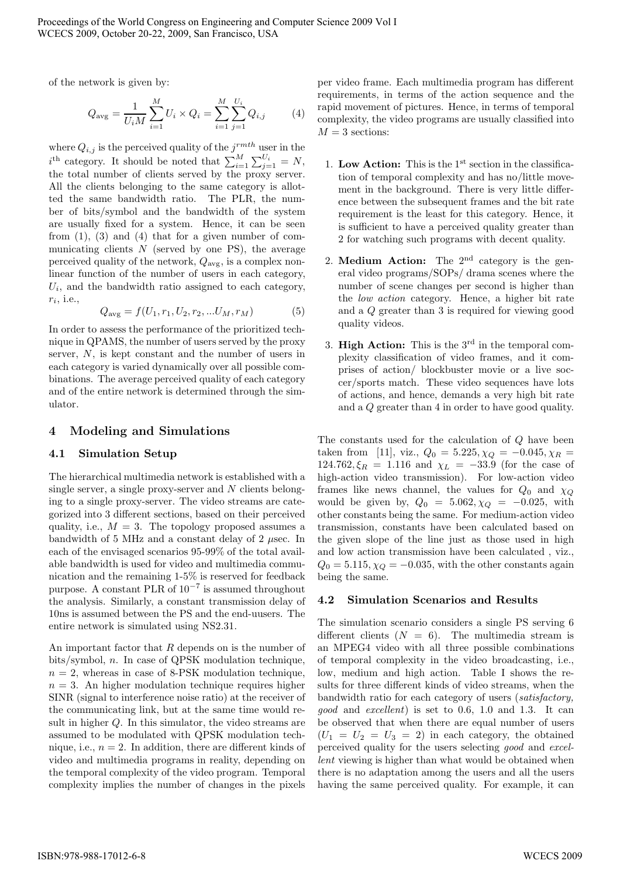of the network is given by:

$$Q_{\text{avg}} = \frac{1}{U_i M}\sum_{i=1}^{M} U_i \times Q_i = \sum_{i=1}^{M}\sum_{j=1}^{U_i} Q_{i,j} \qquad (4)$$

where $Q_{i,j}$ is the perceived quality of the $j^{rmth}$ user in the $i^{\text{th}}$ category. It should be noted that $\sum_{i=1}^{M}\sum_{j=1}^{U_i} = N$, the total number of clients served by the proxy server. All the clients belonging to the same category is allotted the same bandwidth ratio. The PLR, the number of bits/symbol and the bandwidth of the system are usually fixed for a system. Hence, it can be seen from (1), (3) and (4) that for a given number of communicating clients $N$ (served by one PS), the average perceived quality of the network, $Q_{\text{avg}}$, is a complex nonlinear function of the number of users in each category, $U_i$, and the bandwidth ratio assigned to each category, $r_i$, i.e.,

$$Q_{\text{avg}} = f(U_1, r_1, U_2, r_2, ...U_M, r_M) \qquad (5)$$

In order to assess the performance of the prioritized technique in QPAMS, the number of users served by the proxy server, $N$, is kept constant and the number of users in each category is varied dynamically over all possible combinations. The average perceived quality of each category and of the entire network is determined through the simulator.

## 4 Modeling and Simulations

### 4.1 Simulation Setup

The hierarchical multimedia network is established with a single server, a single proxy-server and $N$ clients belonging to a single proxy-server. The video streams are categorized into 3 different sections, based on their perceived quality, i.e., $M = 3$. The topology proposed assumes a bandwidth of 5 MHz and a constant delay of 2 $\mu$sec. In each of the envisaged scenarios 95-99% of the total available bandwidth is used for video and multimedia communication and the remaining 1-5% is reserved for feedback purpose. A constant PLR of $10^{-7}$ is assumed throughout the analysis. Similarly, a constant transmission delay of 10ns is assumed between the PS and the end-uusers. The entire network is simulated using NS2.31.

An important factor that $R$ depends on is the number of bits/symbol, $n$. In case of QPSK modulation technique, $n = 2$, whereas in case of 8-PSK modulation technique, $n = 3$. An higher modulation technique requires higher SINR (signal to interference noise ratio) at the receiver of the communicating link, but at the same time would result in higher $Q$. In this simulator, the video streams are assumed to be modulated with QPSK modulation technique, i.e., $n = 2$. In addition, there are different kinds of video and multimedia programs in reality, depending on the temporal complexity of the video program. Temporal complexity implies the number of changes in the pixels per video frame. Each multimedia program has different requirements, in terms of the action sequence and the rapid movement of pictures. Hence, in terms of temporal complexity, the video programs are usually classified into $M = 3$ sections:

1. **Low Action:** This is the 1st section in the classification of temporal complexity and has no/little movement in the background. There is very little difference between the subsequent frames and the bit rate requirement is the least for this category. Hence, it is sufficient to have a perceived quality greater than 2 for watching such programs with decent quality.
2. **Medium Action:** The 2nd category is the general video programs/SOPs/ drama scenes where the number of scene changes per second is higher than the *low action* category. Hence, a higher bit rate and a $Q$ greater than 3 is required for viewing good quality videos.
3. **High Action:** This is the 3rd in the temporal complexity classification of video frames, and it comprises of action/ blockbuster movie or a live soccer/sports match. These video sequences have lots of actions, and hence, demands a very high bit rate and a $Q$ greater than 4 in order to have good quality.

The constants used for the calculation of $Q$ have been taken from [11], viz., $Q_0 = 5.225, \chi_Q = -0.045, \chi_R = 124.762, \xi_R = 1.116$ and $\chi_L = -33.9$ (for the case of high-action video transmission). For low-action video frames like news channel, the values for $Q_0$ and $\chi_Q$ would be given by, $Q_0 = 5.062, \chi_Q = -0.025$, with other constants being the same. For medium-action video transmission, constants have been calculated based on the given slope of the line just as those used in high and low action transmission have been calculated , viz., $Q_0 = 5.115, \chi_Q = -0.035$, with the other constants again being the same.

### 4.2 Simulation Scenarios and Results

The simulation scenario considers a single PS serving 6 different clients ($N = 6$). The multimedia stream is an MPEG4 video with all three possible combinations of temporal complexity in the video broadcasting, i.e., low, medium and high action. Table I shows the results for three different kinds of video streams, when the bandwidth ratio for each category of users (*satisfactory, good* and *excellent*) is set to 0.6, 1.0 and 1.3. It can be observed that when there are equal number of users ($U_1 = U_2 = U_3 = 2$) in each category, the obtained perceived quality for the users selecting *good* and *excellent* viewing is higher than what would be obtained when there is no adaptation among the users and all the users having the same perceived quality. For example, it can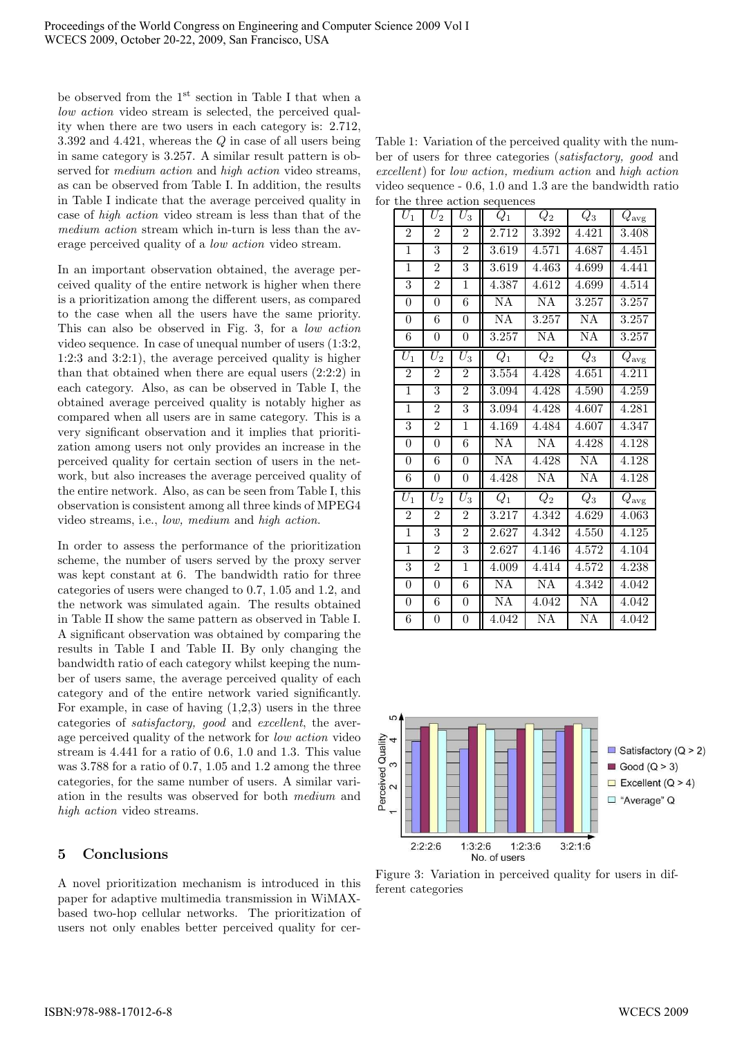be observed from the 1st section in Table I that when a *low action* video stream is selected, the perceived quality when there are two users in each category is: 2.712, 3.392 and 4.421, whereas the $Q$ in case of all users being in same category is 3.257. A similar result pattern is observed for *medium action* and *high action* video streams, as can be observed from Table I. In addition, the results in Table I indicate that the average perceived quality in case of *high action* video stream is less than that of the *medium action* stream which in-turn is less than the average perceived quality of a *low action* video stream.

In an important observation obtained, the average perceived quality of the entire network is higher when there is a prioritization among the different users, as compared to the case when all the users have the same priority. This can also be observed in Fig. 3, for a *low action* video sequence. In case of unequal number of users (1:3:2, 1:2:3 and 3:2:1), the average perceived quality is higher than that obtained when there are equal users (2:2:2) in each category. Also, as can be observed in Table I, the obtained average perceived quality is notably higher as compared when all users are in same category. This is a very significant observation and it implies that prioritization among users not only provides an increase in the perceived quality for certain section of users in the network, but also increases the average perceived quality of the entire network. Also, as can be seen from Table I, this observation is consistent among all three kinds of MPEG4 video streams, i.e., *low, medium* and *high action*.

In order to assess the performance of the prioritization scheme, the number of users served by the proxy server was kept constant at 6. The bandwidth ratio for three categories of users were changed to 0.7, 1.05 and 1.2, and the network was simulated again. The results obtained in Table II show the same pattern as observed in Table I. A significant observation was obtained by comparing the results in Table I and Table II. By only changing the bandwidth ratio of each category whilst keeping the number of users same, the average perceived quality of each category and of the entire network varied significantly. For example, in case of having (1,2,3) users in the three categories of *satisfactory, good* and *excellent*, the average perceived quality of the network for *low action* video stream is 4.441 for a ratio of 0.6, 1.0 and 1.3. This value was 3.788 for a ratio of 0.7, 1.05 and 1.2 among the three categories, for the same number of users. A similar variation in the results was observed for both *medium* and *high action* video streams.

Table 1: Variation of the perceived quality with the number of users for three categories (*satisfactory, good* and *excellent*) for *low action, medium action* and *high action* video sequence - 0.6, 1.0 and 1.3 are the bandwidth ratio for the three action sequences

| $U_1$ | $U_2$ | $U_3$ | $Q_1$ | $Q_2$ | $Q_3$ | $Q_{\text{avg}}$ |
|---|---|---|---|---|---|---|
| 2 | 2 | 2 | 2.712 | 3.392 | 4.421 | 3.408 |
| 1 | 3 | 2 | 3.619 | 4.571 | 4.687 | 4.451 |
| 1 | 2 | 3 | 3.619 | 4.463 | 4.699 | 4.441 |
| 3 | 2 | 1 | 4.387 | 4.612 | 4.699 | 4.514 |
| 0 | 0 | 6 | NA | NA | 3.257 | 3.257 |
| 0 | 6 | 0 | NA | 3.257 | NA | 3.257 |
| 6 | 0 | 0 | 3.257 | NA | NA | 3.257 |
| $U_1$ | $U_2$ | $U_3$ | $Q_1$ | $Q_2$ | $Q_3$ | $Q_{\text{avg}}$ |
| 2 | 2 | 2 | 3.554 | 4.428 | 4.651 | 4.211 |
| 1 | 3 | 2 | 3.094 | 4.428 | 4.590 | 4.259 |
| 1 | 2 | 3 | 3.094 | 4.428 | 4.607 | 4.281 |
| 3 | 2 | 1 | 4.169 | 4.484 | 4.607 | 4.347 |
| 0 | 0 | 6 | NA | NA | 4.428 | 4.128 |
| 0 | 6 | 0 | NA | 4.428 | NA | 4.128 |
| 6 | 0 | 0 | 4.428 | NA | NA | 4.128 |
| $U_1$ | $U_2$ | $U_3$ | $Q_1$ | $Q_2$ | $Q_3$ | $Q_{\text{avg}}$ |
| 2 | 2 | 2 | 3.217 | 4.342 | 4.629 | 4.063 |
| 1 | 3 | 2 | 2.627 | 4.342 | 4.550 | 4.125 |
| 1 | 2 | 3 | 2.627 | 4.146 | 4.572 | 4.104 |
| 3 | 2 | 1 | 4.009 | 4.414 | 4.572 | 4.238 |
| 0 | 0 | 6 | NA | NA | 4.342 | 4.042 |
| 0 | 6 | 0 | NA | 4.042 | NA | 4.042 |
| 6 | 0 | 0 | 4.042 | NA | NA | 4.042 |

Perceived Quality
5
4
3
2
1
2:2:2:6
1:3:2:6
1:2:3:6
3:2:1:6
No. of users
Satisfactory (Q > 2)
Good (Q > 3)
Excellent (Q > 4)
"Average" Q

Figure 3: Variation in perceived quality for users in different categories

## 5 Conclusions

A novel prioritization mechanism is introduced in this paper for adaptive multimedia transmission in WiMAX-based two-hop cellular networks. The prioritization of users not only enables better perceived quality for cer-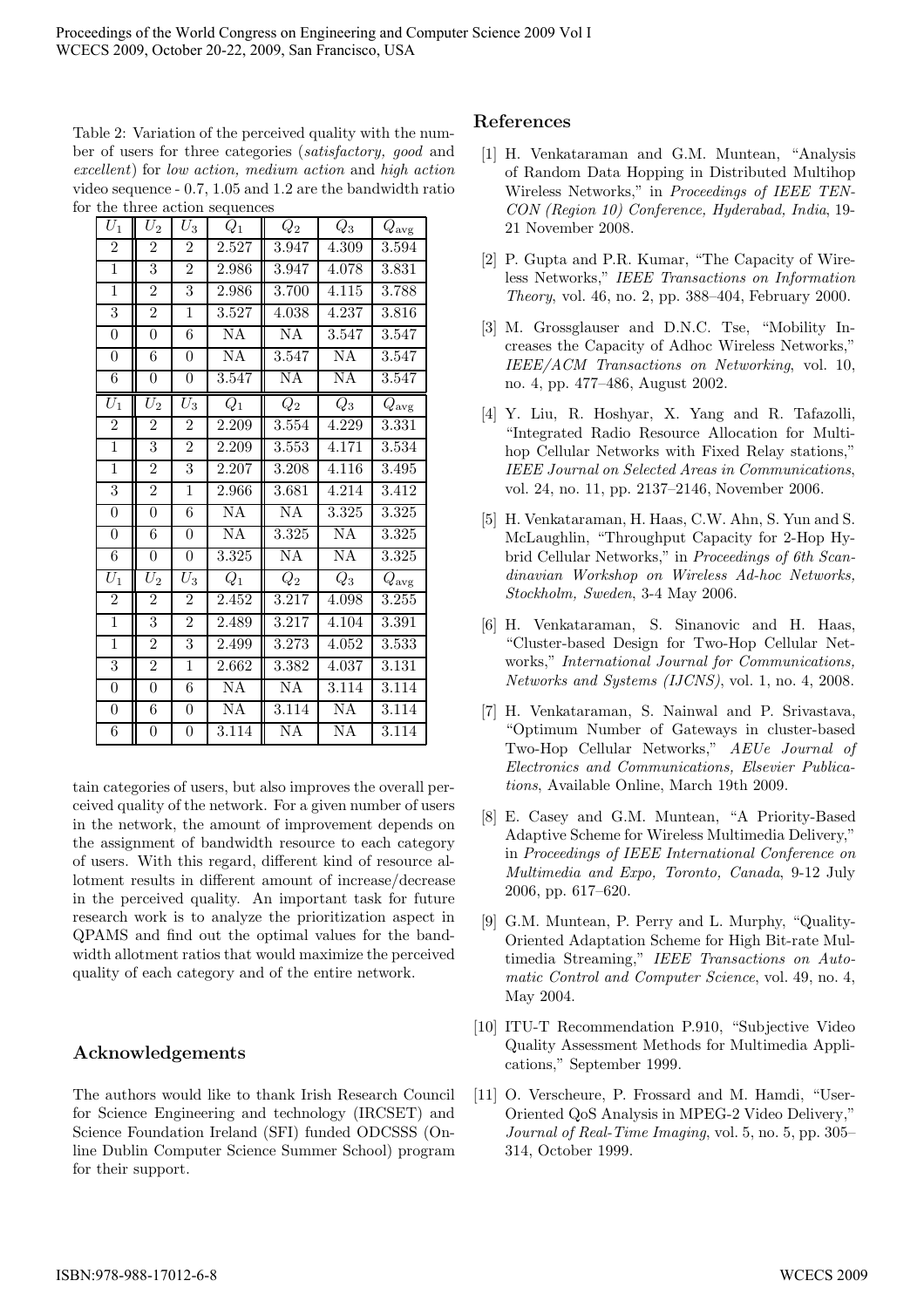Table 2: Variation of the perceived quality with the number of users for three categories (*satisfactory, good* and *excellent*) for *low action, medium action* and *high action* video sequence - 0.7, 1.05 and 1.2 are the bandwidth ratio for the three action sequences

| $U_1$ | $U_2$ | $U_3$ | $Q_1$ | $Q_2$ | $Q_3$ | $Q_{\text{avg}}$ |
|---|---|---|---|---|---|---|
| 2 | 2 | 2 | 2.527 | 3.947 | 4.309 | 3.594 |
| 1 | 3 | 2 | 2.986 | 3.947 | 4.078 | 3.831 |
| 1 | 2 | 3 | 2.986 | 3.700 | 4.115 | 3.788 |
| 3 | 2 | 1 | 3.527 | 4.038 | 4.237 | 3.816 |
| 0 | 0 | 6 | NA | NA | 3.547 | 3.547 |
| 0 | 6 | 0 | NA | 3.547 | NA | 3.547 |
| 6 | 0 | 0 | 3.547 | NA | NA | 3.547 |
| $U_1$ | $U_2$ | $U_3$ | $Q_1$ | $Q_2$ | $Q_3$ | $Q_{\text{avg}}$ |
| 2 | 2 | 2 | 2.209 | 3.554 | 4.229 | 3.331 |
| 1 | 3 | 2 | 2.209 | 3.553 | 4.171 | 3.534 |
| 1 | 2 | 3 | 2.207 | 3.208 | 4.116 | 3.495 |
| 3 | 2 | 1 | 2.966 | 3.681 | 4.214 | 3.412 |
| 0 | 0 | 6 | NA | NA | 3.325 | 3.325 |
| 0 | 6 | 0 | NA | 3.325 | NA | 3.325 |
| 6 | 0 | 0 | 3.325 | NA | NA | 3.325 |
| $U_1$ | $U_2$ | $U_3$ | $Q_1$ | $Q_2$ | $Q_3$ | $Q_{\text{avg}}$ |
| 2 | 2 | 2 | 2.452 | 3.217 | 4.098 | 3.255 |
| 1 | 3 | 2 | 2.489 | 3.217 | 4.104 | 3.391 |
| 1 | 2 | 3 | 2.499 | 3.273 | 4.052 | 3.533 |
| 3 | 2 | 1 | 2.662 | 3.382 | 4.037 | 3.131 |
| 0 | 0 | 6 | NA | NA | 3.114 | 3.114 |
| 0 | 6 | 0 | NA | 3.114 | NA | 3.114 |
| 6 | 0 | 0 | 3.114 | NA | NA | 3.114 |

tain categories of users, but also improves the overall perceived quality of the network. For a given number of users in the network, the amount of improvement depends on the assignment of bandwidth resource to each category of users. With this regard, different kind of resource allotment results in different amount of increase/decrease in the perceived quality. An important task for future research work is to analyze the prioritization aspect in QPAMS and find out the optimal values for the bandwidth allotment ratios that would maximize the perceived quality of each category and of the entire network.

## Acknowledgements

The authors would like to thank Irish Research Council for Science Engineering and technology (IRCSET) and Science Foundation Ireland (SFI) funded ODCSSS (Online Dublin Computer Science Summer School) program for their support.

## References

[1] H. Venkataraman and G.M. Muntean, "Analysis of Random Data Hopping in Distributed Multihop Wireless Networks," in *Proceedings of IEEE TENCON (Region 10) Conference, Hyderabad, India*, 19-21 November 2008.

[2] P. Gupta and P.R. Kumar, "The Capacity of Wireless Networks," *IEEE Transactions on Information Theory*, vol. 46, no. 2, pp. 388–404, February 2000.

[3] M. Grossglauser and D.N.C. Tse, "Mobility Increases the Capacity of Adhoc Wireless Networks," *IEEE/ACM Transactions on Networking*, vol. 10, no. 4, pp. 477–486, August 2002.

[4] Y. Liu, R. Hoshyar, X. Yang and R. Tafazolli, "Integrated Radio Resource Allocation for Multihop Cellular Networks with Fixed Relay stations," *IEEE Journal on Selected Areas in Communications*, vol. 24, no. 11, pp. 2137–2146, November 2006.

[5] H. Venkataraman, H. Haas, C.W. Ahn, S. Yun and S. McLaughlin, "Throughput Capacity for 2-Hop Hybrid Cellular Networks," in *Proceedings of 6th Scandinavian Workshop on Wireless Ad-hoc Networks, Stockholm, Sweden*, 3-4 May 2006.

[6] H. Venkataraman, S. Sinanovic and H. Haas, "Cluster-based Design for Two-Hop Cellular Networks," *International Journal for Communications, Networks and Systems (IJCNS)*, vol. 1, no. 4, 2008.

[7] H. Venkataraman, S. Nainwal and P. Srivastava, "Optimum Number of Gateways in cluster-based Two-Hop Cellular Networks," *AEUe Journal of Electronics and Communications, Elsevier Publications*, Available Online, March 19th 2009.

[8] E. Casey and G.M. Muntean, "A Priority-Based Adaptive Scheme for Wireless Multimedia Delivery," in *Proceedings of IEEE International Conference on Multimedia and Expo, Toronto, Canada*, 9-12 July 2006, pp. 617–620.

[9] G.M. Muntean, P. Perry and L. Murphy, "Quality-Oriented Adaptation Scheme for High Bit-rate Multimedia Streaming," *IEEE Transactions on Automatic Control and Computer Science*, vol. 49, no. 4, May 2004.

[10] ITU-T Recommendation P.910, "Subjective Video Quality Assessment Methods for Multimedia Applications," September 1999.

[11] O. Verscheure, P. Frossard and M. Hamdi, "User-Oriented QoS Analysis in MPEG-2 Video Delivery," *Journal of Real-Time Imaging*, vol. 5, no. 5, pp. 305–314, October 1999.